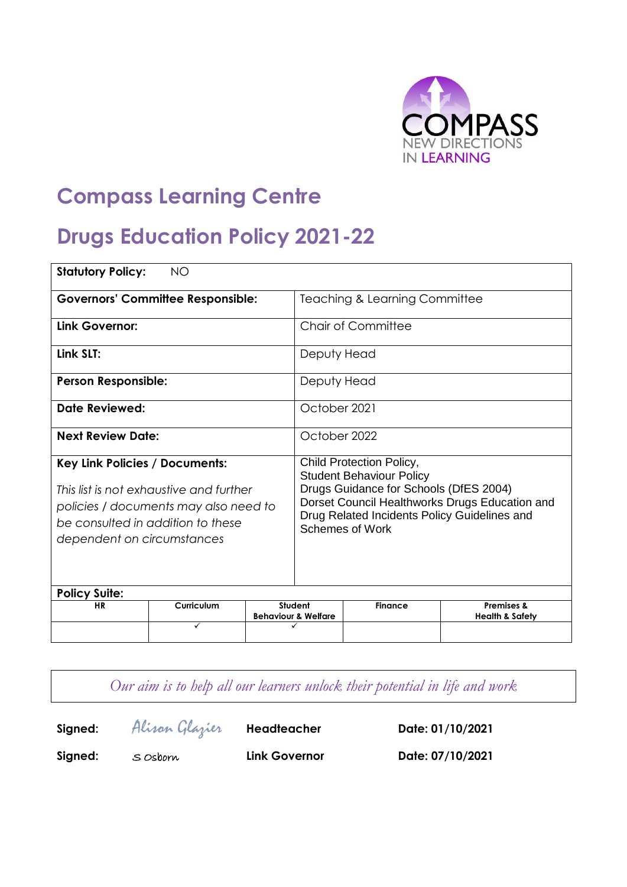COMPASS
NEW DIRECTIONS
IN LEARNING

# Compass Learning Centre

# Drugs Education Policy 2021-22

| **Statutory Policy:** NO | |
|---|---|
| **Governors' Committee Responsible:** | Teaching & Learning Committee |
| **Link Governor:** | Chair of Committee |
| **Link SLT:** | Deputy Head |
| **Person Responsible:** | Deputy Head |
| **Date Reviewed:** | October 2021 |
| **Next Review Date:** | October 2022 |
| **Key Link Policies / Documents:**<br><br>*This list is not exhaustive and further policies / documents may also need to be consulted in addition to these dependent on circumstances* | Child Protection Policy,<br>Student Behaviour Policy<br>Drugs Guidance for Schools (DfES 2004)<br>Dorset Council Healthworks Drugs Education and Drug Related Incidents Policy Guidelines and Schemes of Work |

**Policy Suite:**

| HR | Curriculum | Student Behaviour & Welfare | Finance | Premises & Health & Safety |
|---|---|---|---|---|
| | ✓ | ✓ | | |

*Our aim is to help all our learners unlock their potential in life and work*

| | | | |
|---|---|---|---|
| **Signed:** | Alison Glazier | **Headteacher** | **Date: 01/10/2021** |
| **Signed:** | S Osborn | **Link Governor** | **Date: 07/10/2021** |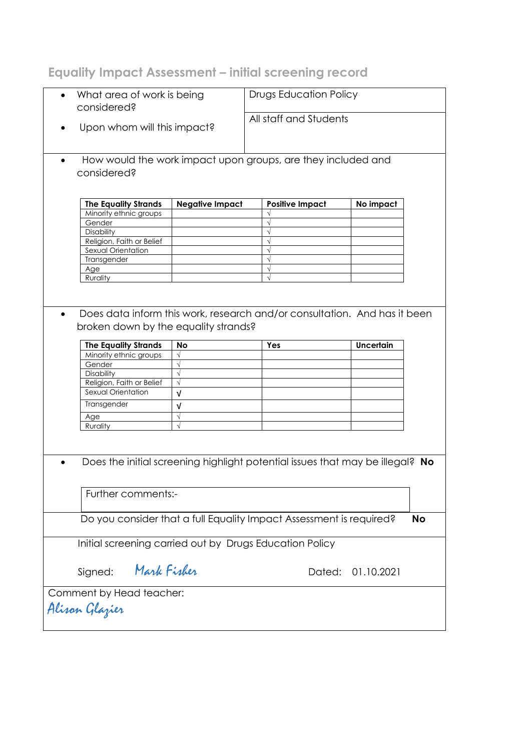## Equality Impact Assessment – initial screening record

- What area of work is being considered? Drugs Education Policy
- Upon whom will this impact? All staff and Students

- How would the work impact upon groups, are they included and considered?

| The Equality Strands | Negative Impact | Positive Impact | No impact |
|---|---|---|---|
| Minority ethnic groups | | √ | |
| Gender | | √ | |
| Disability | | √ | |
| Religion, Faith or Belief | | √ | |
| Sexual Orientation | | √ | |
| Transgender | | √ | |
| Age | | √ | |
| Rurality | | √ | |

- Does data inform this work, research and/or consultation. And has it been broken down by the equality strands?

| The Equality Strands | No | Yes | Uncertain |
|---|---|---|---|
| Minority ethnic groups | √ | | |
| Gender | √ | | |
| Disability | √ | | |
| Religion, Faith or Belief | √ | | |
| Sexual Orientation | √ | | |
| Transgender | √ | | |
| Age | √ | | |
| Rurality | √ | | |

- Does the initial screening highlight potential issues that may be illegal? **No**

Further comments:-

Do you consider that a full Equality Impact Assessment is required? **No**

Initial screening carried out by Drugs Education Policy

Signed: *Mark Fisher* Dated: 01.10.2021

Comment by Head teacher:

*Alison Glazier*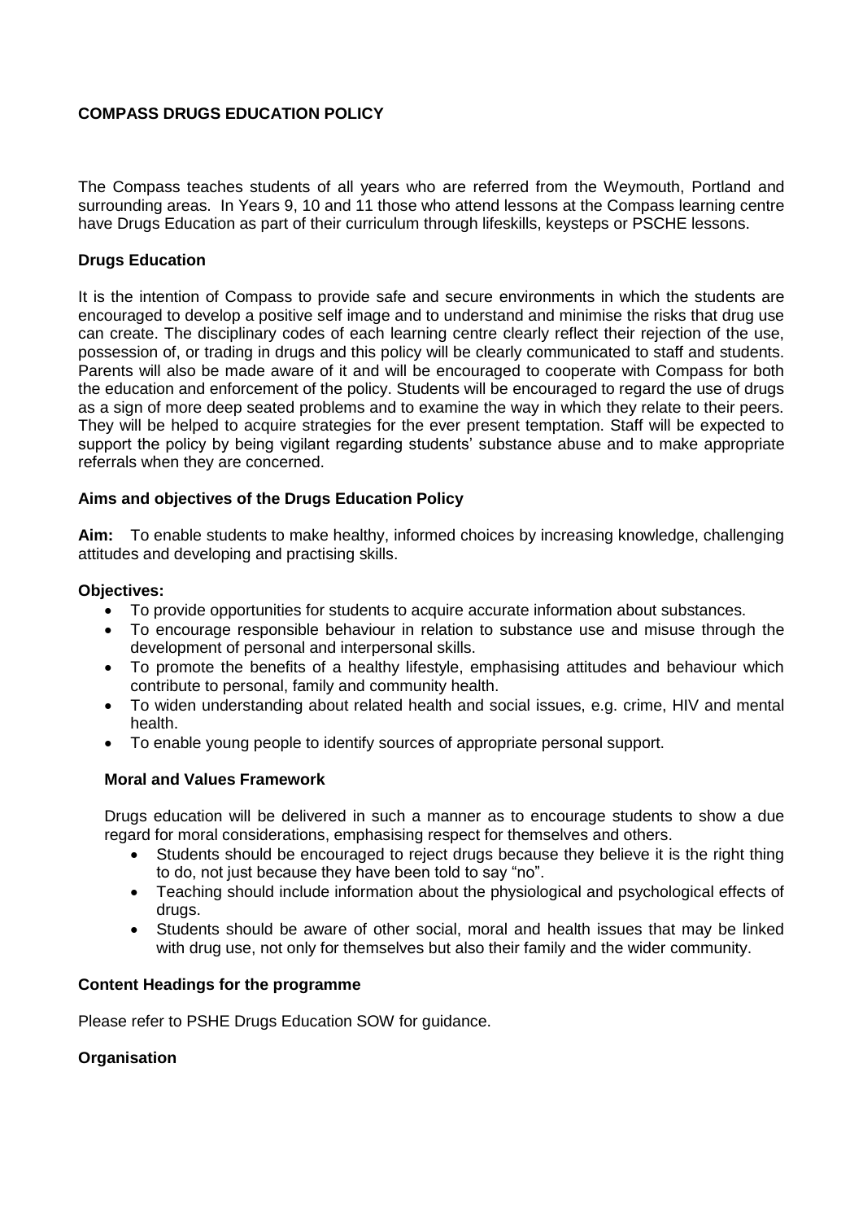## COMPASS DRUGS EDUCATION POLICY

The Compass teaches students of all years who are referred from the Weymouth, Portland and surrounding areas. In Years 9, 10 and 11 those who attend lessons at the Compass learning centre have Drugs Education as part of their curriculum through lifeskills, keysteps or PSCHE lessons.

### Drugs Education

It is the intention of Compass to provide safe and secure environments in which the students are encouraged to develop a positive self image and to understand and minimise the risks that drug use can create. The disciplinary codes of each learning centre clearly reflect their rejection of the use, possession of, or trading in drugs and this policy will be clearly communicated to staff and students. Parents will also be made aware of it and will be encouraged to cooperate with Compass for both the education and enforcement of the policy. Students will be encouraged to regard the use of drugs as a sign of more deep seated problems and to examine the way in which they relate to their peers. They will be helped to acquire strategies for the ever present temptation. Staff will be expected to support the policy by being vigilant regarding students' substance abuse and to make appropriate referrals when they are concerned.

### Aims and objectives of the Drugs Education Policy

**Aim:** To enable students to make healthy, informed choices by increasing knowledge, challenging attitudes and developing and practising skills.

**Objectives:**

- To provide opportunities for students to acquire accurate information about substances.
- To encourage responsible behaviour in relation to substance use and misuse through the development of personal and interpersonal skills.
- To promote the benefits of a healthy lifestyle, emphasising attitudes and behaviour which contribute to personal, family and community health.
- To widen understanding about related health and social issues, e.g. crime, HIV and mental health.
- To enable young people to identify sources of appropriate personal support.

### Moral and Values Framework

Drugs education will be delivered in such a manner as to encourage students to show a due regard for moral considerations, emphasising respect for themselves and others.

- Students should be encouraged to reject drugs because they believe it is the right thing to do, not just because they have been told to say "no".
- Teaching should include information about the physiological and psychological effects of drugs.
- Students should be aware of other social, moral and health issues that may be linked with drug use, not only for themselves but also their family and the wider community.

### Content Headings for the programme

Please refer to PSHE Drugs Education SOW for guidance.

### Organisation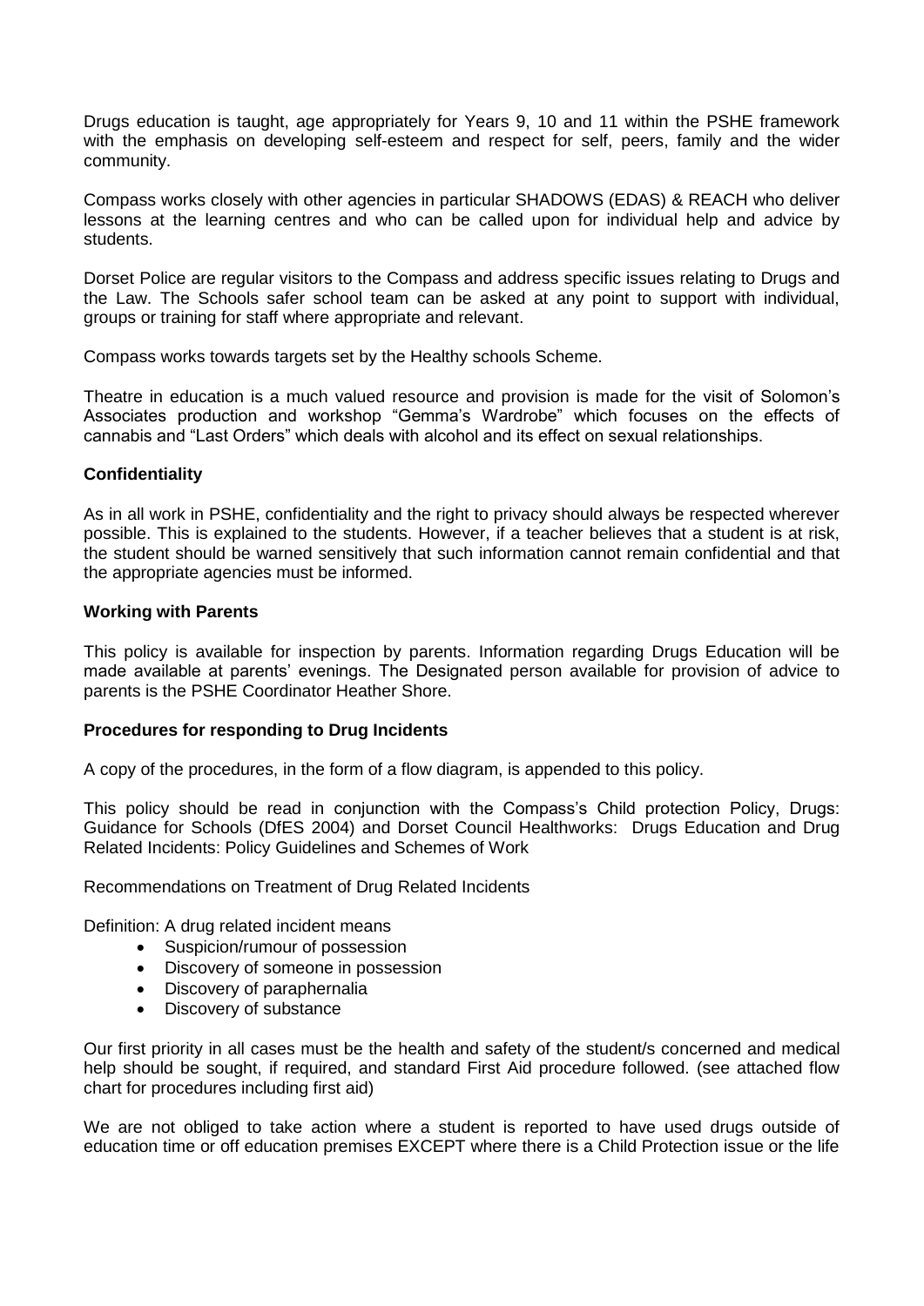Drugs education is taught, age appropriately for Years 9, 10 and 11 within the PSHE framework with the emphasis on developing self-esteem and respect for self, peers, family and the wider community.

Compass works closely with other agencies in particular SHADOWS (EDAS) & REACH who deliver lessons at the learning centres and who can be called upon for individual help and advice by students.

Dorset Police are regular visitors to the Compass and address specific issues relating to Drugs and the Law. The Schools safer school team can be asked at any point to support with individual, groups or training for staff where appropriate and relevant.

Compass works towards targets set by the Healthy schools Scheme.

Theatre in education is a much valued resource and provision is made for the visit of Solomon's Associates production and workshop "Gemma's Wardrobe" which focuses on the effects of cannabis and "Last Orders" which deals with alcohol and its effect on sexual relationships.

**Confidentiality**

As in all work in PSHE, confidentiality and the right to privacy should always be respected wherever possible. This is explained to the students. However, if a teacher believes that a student is at risk, the student should be warned sensitively that such information cannot remain confidential and that the appropriate agencies must be informed.

**Working with Parents**

This policy is available for inspection by parents. Information regarding Drugs Education will be made available at parents' evenings. The Designated person available for provision of advice to parents is the PSHE Coordinator Heather Shore.

**Procedures for responding to Drug Incidents**

A copy of the procedures, in the form of a flow diagram, is appended to this policy.

This policy should be read in conjunction with the Compass's Child protection Policy, Drugs: Guidance for Schools (DfES 2004) and Dorset Council Healthworks: Drugs Education and Drug Related Incidents: Policy Guidelines and Schemes of Work

Recommendations on Treatment of Drug Related Incidents

Definition: A drug related incident means

- Suspicion/rumour of possession
- Discovery of someone in possession
- Discovery of paraphernalia
- Discovery of substance

Our first priority in all cases must be the health and safety of the student/s concerned and medical help should be sought, if required, and standard First Aid procedure followed. (see attached flow chart for procedures including first aid)

We are not obliged to take action where a student is reported to have used drugs outside of education time or off education premises EXCEPT where there is a Child Protection issue or the life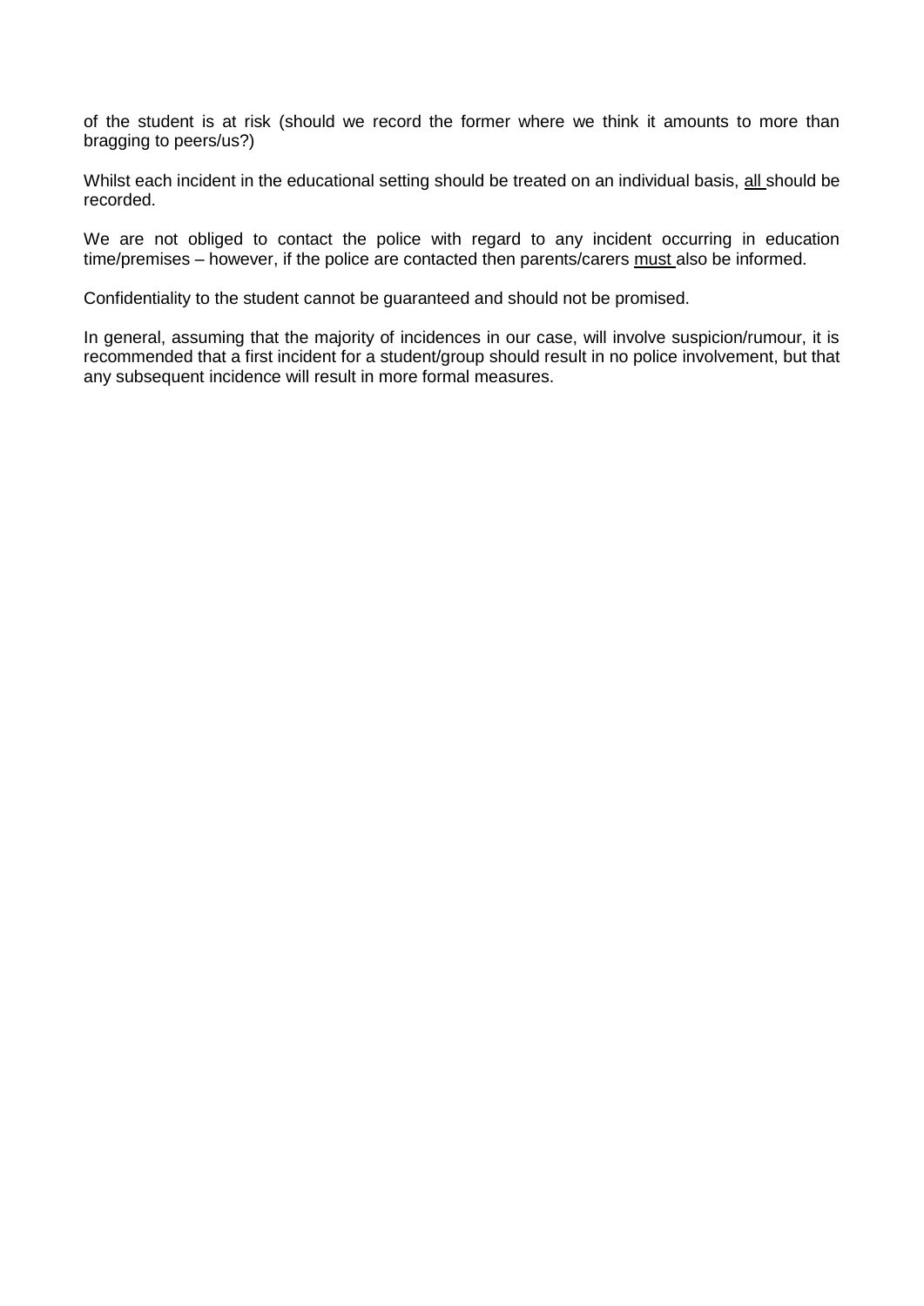of the student is at risk (should we record the former where we think it amounts to more than bragging to peers/us?)

Whilst each incident in the educational setting should be treated on an individual basis, <u>all</u> should be recorded.

We are not obliged to contact the police with regard to any incident occurring in education time/premises – however, if the police are contacted then parents/carers <u>must</u> also be informed.

Confidentiality to the student cannot be guaranteed and should not be promised.

In general, assuming that the majority of incidences in our case, will involve suspicion/rumour, it is recommended that a first incident for a student/group should result in no police involvement, but that any subsequent incidence will result in more formal measures.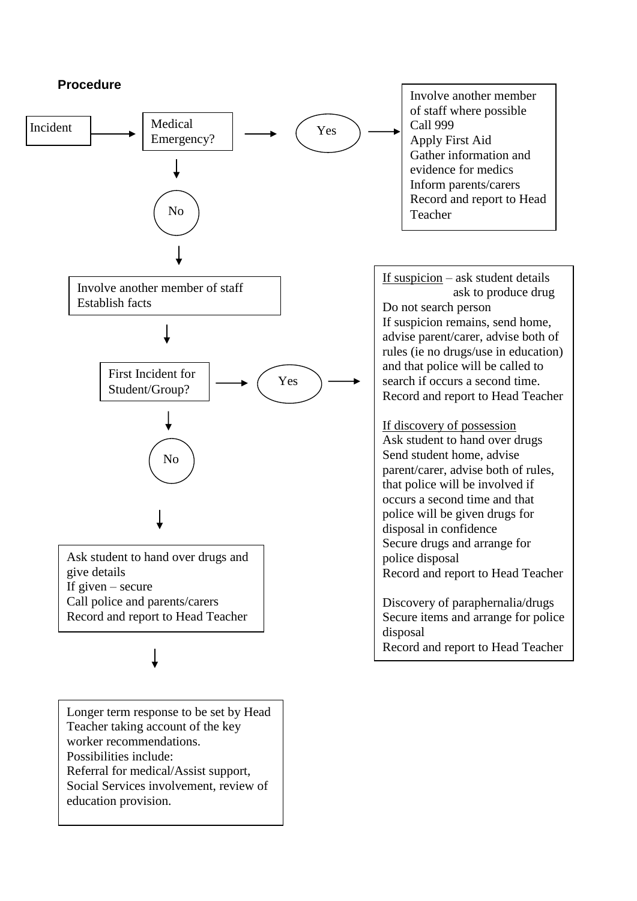**Procedure**

Incident → Medical Emergency?

Yes →

Involve another member of staff where possible
Call 999
Apply First Aid
Gather information and evidence for medics
Inform parents/carers
Record and report to Head Teacher

No ↓

Involve another member of staff
Establish facts

↓

First Incident for Student/Group?

Yes →

<u>If suspicion</u> – ask student details
ask to produce drug
Do not search person
If suspicion remains, send home, advise parent/carer, advise both of rules (ie no drugs/use in education) and that police will be called to search if occurs a second time.
Record and report to Head Teacher

<u>If discovery of possession</u>
Ask student to hand over drugs
Send student home, advise parent/carer, advise both of rules, that police will be involved if occurs a second time and that police will be given drugs for disposal in confidence
Secure drugs and arrange for police disposal
Record and report to Head Teacher

Discovery of paraphernalia/drugs
Secure items and arrange for police disposal
Record and report to Head Teacher

No ↓

Ask student to hand over drugs and give details
If given – secure
Call police and parents/carers
Record and report to Head Teacher

↓

Longer term response to be set by Head Teacher taking account of the key worker recommendations.
Possibilities include:
Referral for medical/Assist support, Social Services involvement, review of education provision.